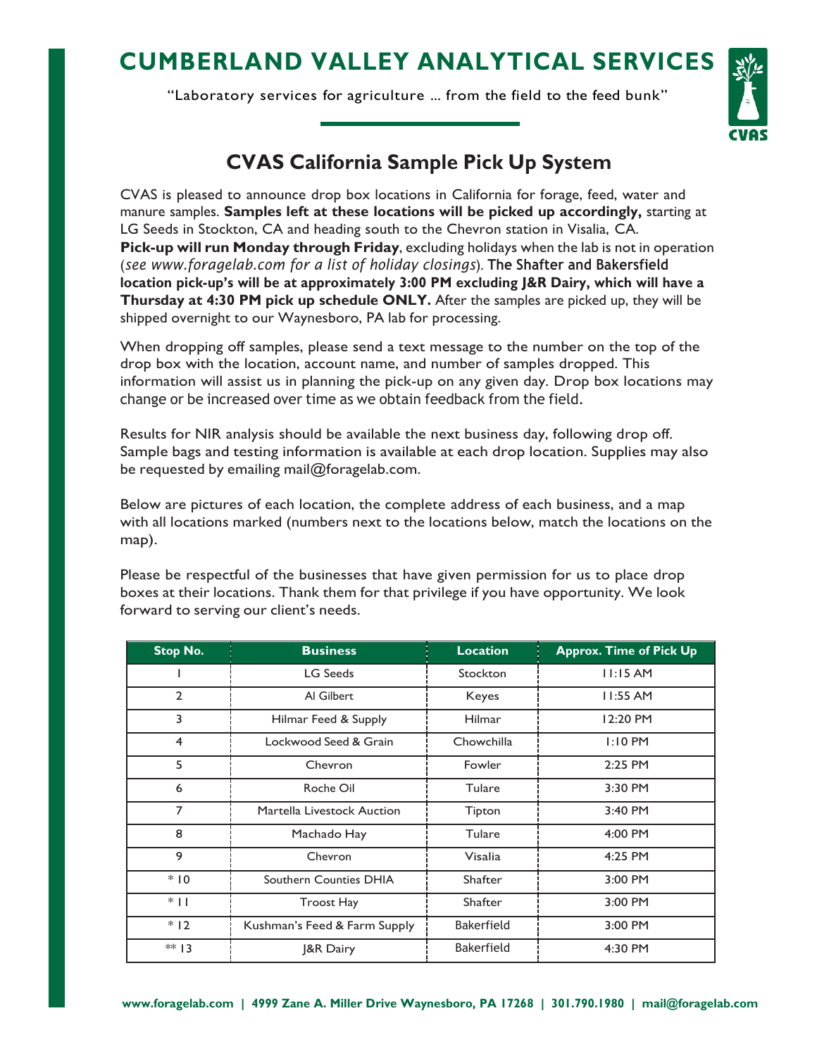# CUMBERLAND VALLEY ANALYTICAL SERVICES

"Laboratory services for agriculture ... from the field to the feed bunk"

## CVAS California Sample Pick Up System

CVAS is pleased to announce drop box locations in California for forage, feed, water and manure samples. **Samples left at these locations will be picked up accordingly,** starting at LG Seeds in Stockton, CA and heading south to the Chevron station in Visalia, CA. **Pick-up will run Monday through Friday**, excluding holidays when the lab is not in operation (*see www.foragelab.com for a list of holiday closings*). **The Shafter and Bakersfield location pick-up's will be at approximately 3:00 PM excluding J&R Dairy, which will have a Thursday at 4:30 PM pick up schedule ONLY.** After the samples are picked up, they will be shipped overnight to our Waynesboro, PA lab for processing.

When dropping off samples, please send a text message to the number on the top of the drop box with the location, account name, and number of samples dropped. This information will assist us in planning the pick-up on any given day. Drop box locations may change or be increased over time as we obtain feedback from the field.

Results for NIR analysis should be available the next business day, following drop off. Sample bags and testing information is available at each drop location. Supplies may also be requested by emailing mail@foragelab.com.

Below are pictures of each location, the complete address of each business, and a map with all locations marked (numbers next to the locations below, match the locations on the map).

Please be respectful of the businesses that have given permission for us to place drop boxes at their locations. Thank them for that privilege if you have opportunity. We look forward to serving our client's needs.

| Stop No. | Business | Location | Approx. Time of Pick Up |
|---|---|---|---|
| 1 | LG Seeds | Stockton | 11:15 AM |
| 2 | Al Gilbert | Keyes | 11:55 AM |
| 3 | Hilmar Feed & Supply | Hilmar | 12:20 PM |
| 4 | Lockwood Seed & Grain | Chowchilla | 1:10 PM |
| 5 | Chevron | Fowler | 2:25 PM |
| 6 | Roche Oil | Tulare | 3:30 PM |
| 7 | Martella Livestock Auction | Tipton | 3:40 PM |
| 8 | Machado Hay | Tulare | 4:00 PM |
| 9 | Chevron | Visalia | 4:25 PM |
| * 10 | Southern Counties DHIA | Shafter | 3:00 PM |
| * 11 | Troost Hay | Shafter | 3:00 PM |
| * 12 | Kushman's Feed & Farm Supply | Bakerfield | 3:00 PM |
| ** 13 | J&R Dairy | Bakerfield | 4:30 PM |

www.foragelab.com | 4999 Zane A. Miller Drive Waynesboro, PA 17268 | 301.790.1980 | mail@foragelab.com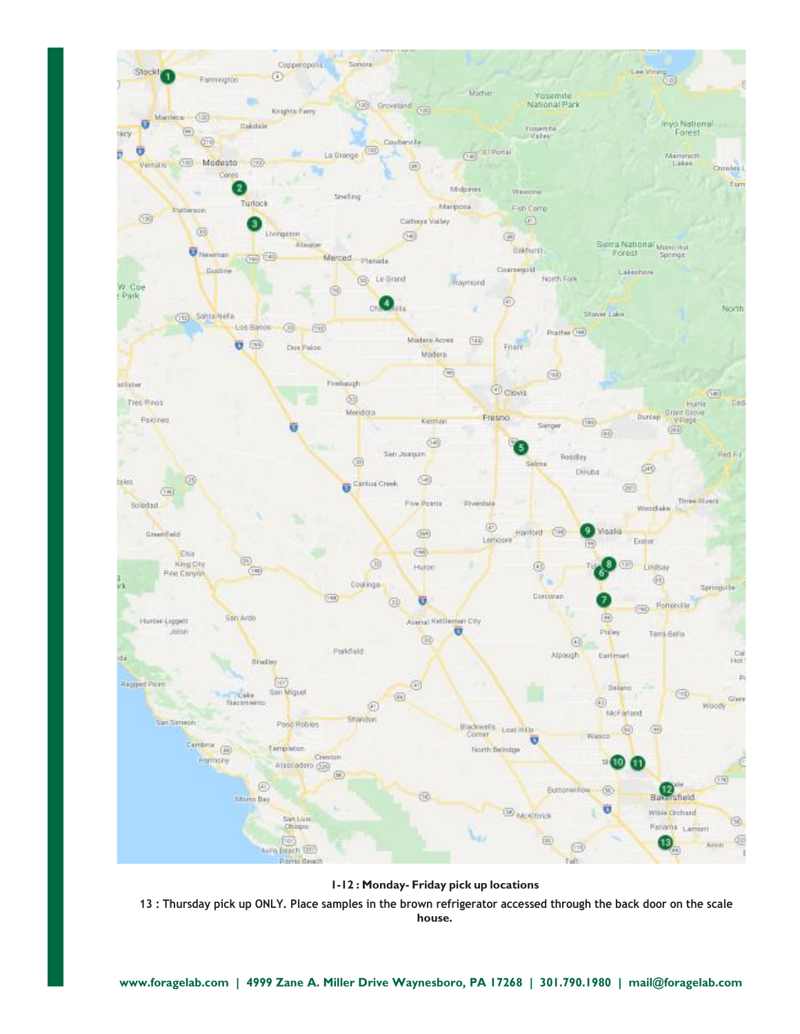**1-12 : Monday- Friday pick up locations**

13 : Thursday pick up ONLY. Place samples in the brown refrigerator accessed through the back door on the scale house.

**www.foragelab.com | 4999 Zane A. Miller Drive Waynesboro, PA 17268 | 301.790.1980 | mail@foragelab.com**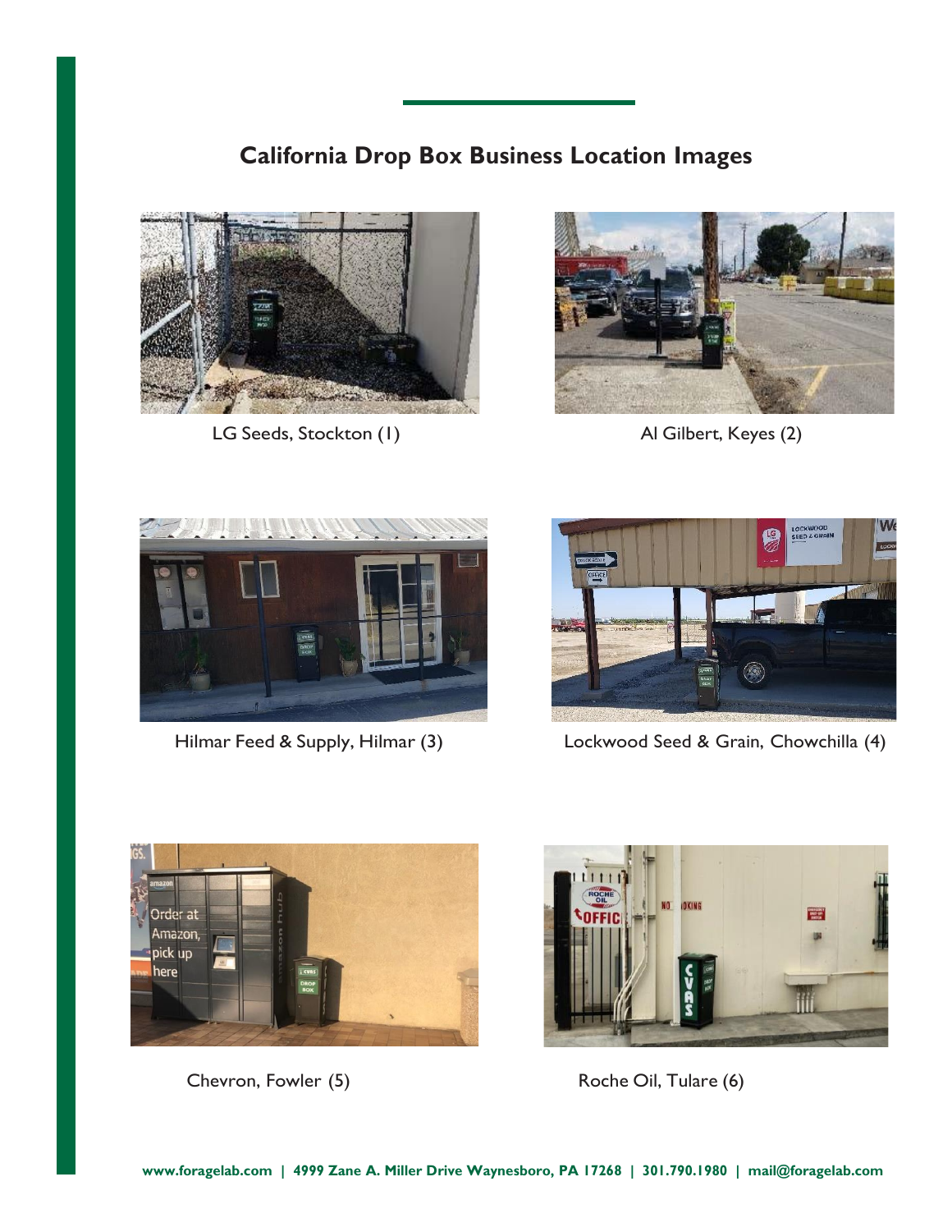# California Drop Box Business Location Images

LG Seeds, Stockton (1)

Al Gilbert, Keyes (2)

Hilmar Feed & Supply, Hilmar (3)

Lockwood Seed & Grain, Chowchilla (4)

Chevron, Fowler (5)

Roche Oil, Tulare (6)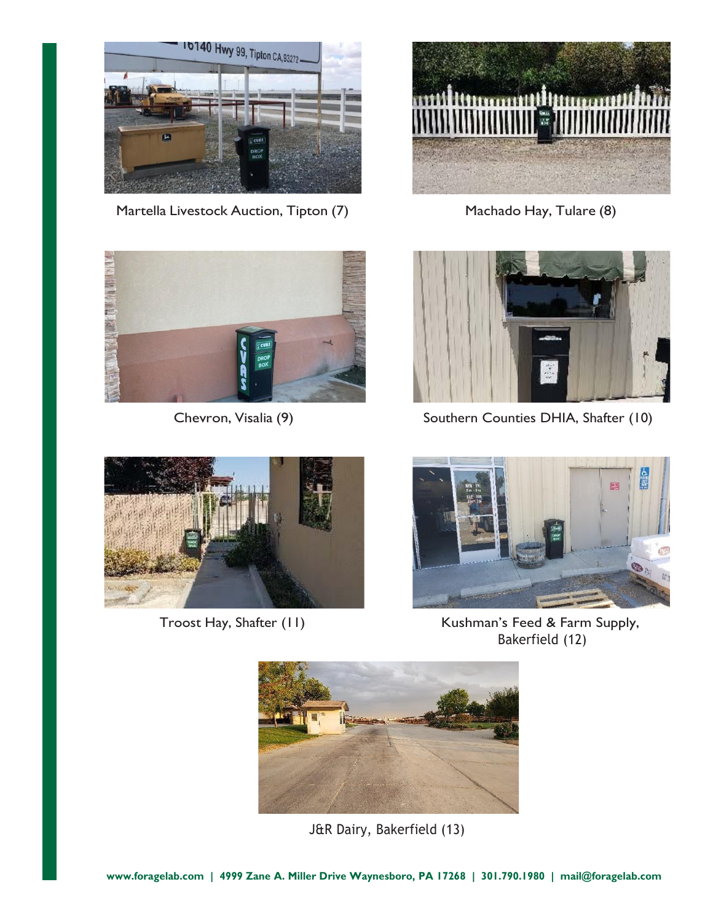Martella Livestock Auction, Tipton (7)

Machado Hay, Tulare (8)

Chevron, Visalia (9)

Southern Counties DHIA, Shafter (10)

Troost Hay, Shafter (11)

Kushman's Feed & Farm Supply, Bakerfield (12)

J&R Dairy, Bakerfield (13)

**www.foragelab.com | 4999 Zane A. Miller Drive Waynesboro, PA 17268 | 301.790.1980 | mail@foragelab.com**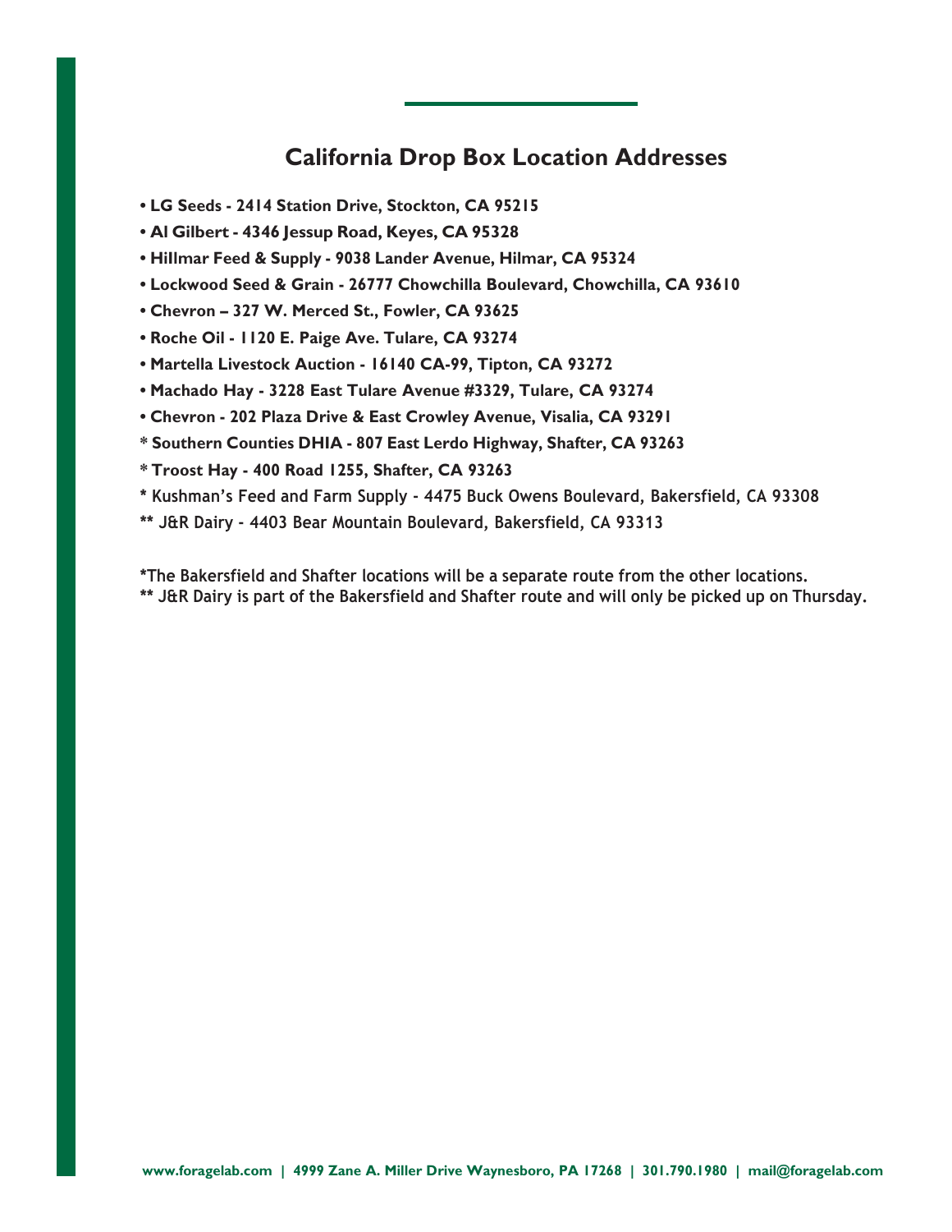# California Drop Box Location Addresses

- **LG Seeds - 2414 Station Drive, Stockton, CA 95215**
- **Al Gilbert - 4346 Jessup Road, Keyes, CA 95328**
- **Hillmar Feed & Supply - 9038 Lander Avenue, Hilmar, CA 95324**
- **Lockwood Seed & Grain - 26777 Chowchilla Boulevard, Chowchilla, CA 93610**
- **Chevron – 327 W. Merced St., Fowler, CA 93625**
- **Roche Oil - 1120 E. Paige Ave. Tulare, CA 93274**
- **Martella Livestock Auction - 16140 CA-99, Tipton, CA 93272**
- **Machado Hay - 3228 East Tulare Avenue #3329, Tulare, CA 93274**
- **Chevron - 202 Plaza Drive & East Crowley Avenue, Visalia, CA 93291**

\* **Southern Counties DHIA - 807 East Lerdo Highway, Shafter, CA 93263**

\* **Troost Hay - 400 Road 1255, Shafter, CA 93263**

\* Kushman's Feed and Farm Supply - 4475 Buck Owens Boulevard, Bakersfield, CA 93308

\*\* J&R Dairy - 4403 Bear Mountain Boulevard, Bakersfield, CA 93313

\*The Bakersfield and Shafter locations will be a separate route from the other locations.

\*\* J&R Dairy is part of the Bakersfield and Shafter route and will only be picked up on Thursday.

**www.foragelab.com | 4999 Zane A. Miller Drive Waynesboro, PA 17268 | 301.790.1980 | mail@foragelab.com**